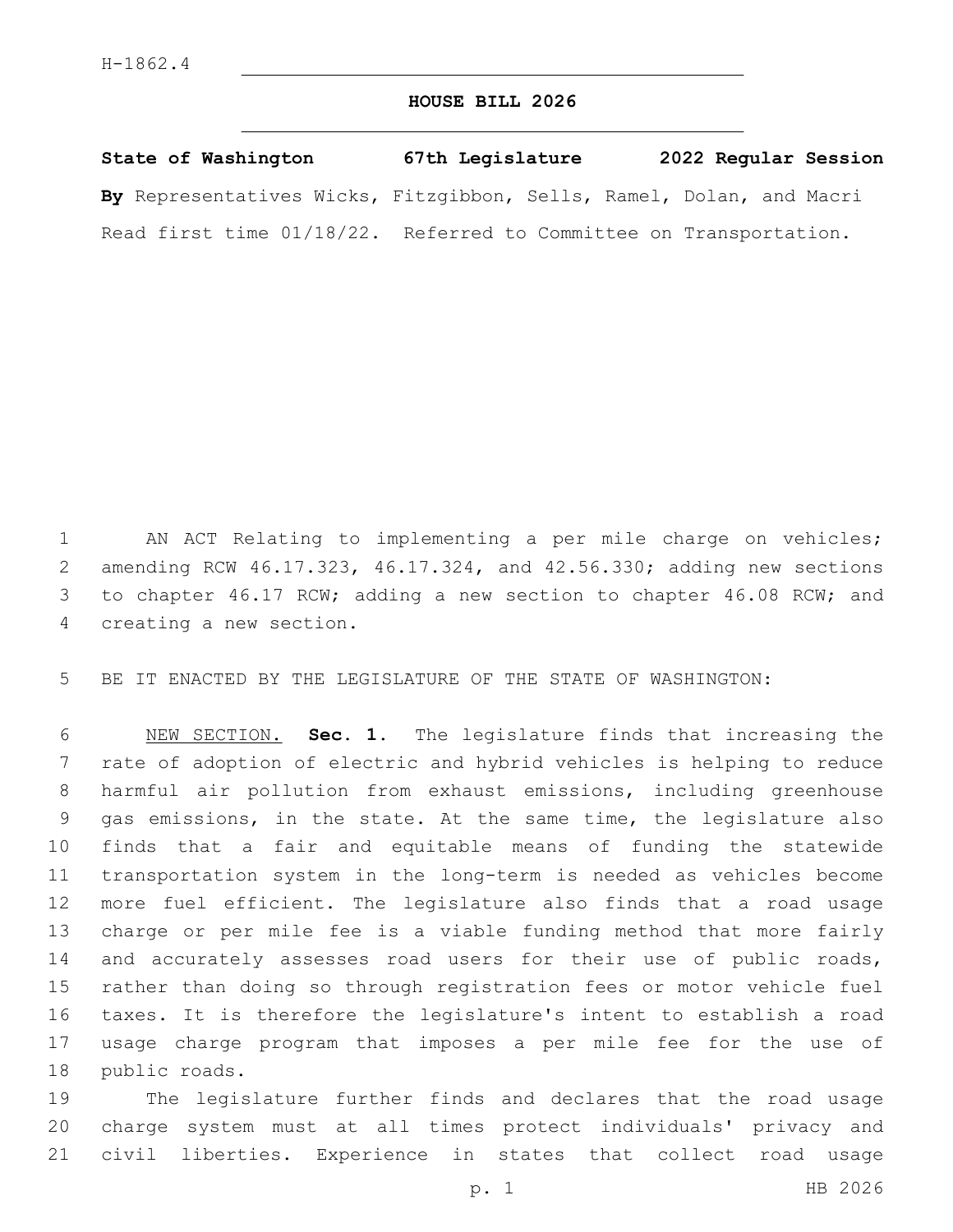H-1862.4

# HOUSE BILL 2026

**State of Washington 67th Legislature 2022 Regular Session**

**By** Representatives Wicks, Fitzgibbon, Sells, Ramel, Dolan, and Macri

Read first time 01/18/22. Referred to Committee on Transportation.

AN ACT Relating to implementing a per mile charge on vehicles; amending RCW 46.17.323, 46.17.324, and 42.56.330; adding new sections to chapter 46.17 RCW; adding a new section to chapter 46.08 RCW; and creating a new section.

BE IT ENACTED BY THE LEGISLATURE OF THE STATE OF WASHINGTON:

NEW SECTION. **Sec. 1.** The legislature finds that increasing the rate of adoption of electric and hybrid vehicles is helping to reduce harmful air pollution from exhaust emissions, including greenhouse gas emissions, in the state. At the same time, the legislature also finds that a fair and equitable means of funding the statewide transportation system in the long-term is needed as vehicles become more fuel efficient. The legislature also finds that a road usage charge or per mile fee is a viable funding method that more fairly and accurately assesses road users for their use of public roads, rather than doing so through registration fees or motor vehicle fuel taxes. It is therefore the legislature's intent to establish a road usage charge program that imposes a per mile fee for the use of public roads.

The legislature further finds and declares that the road usage charge system must at all times protect individuals' privacy and civil liberties. Experience in states that collect road usage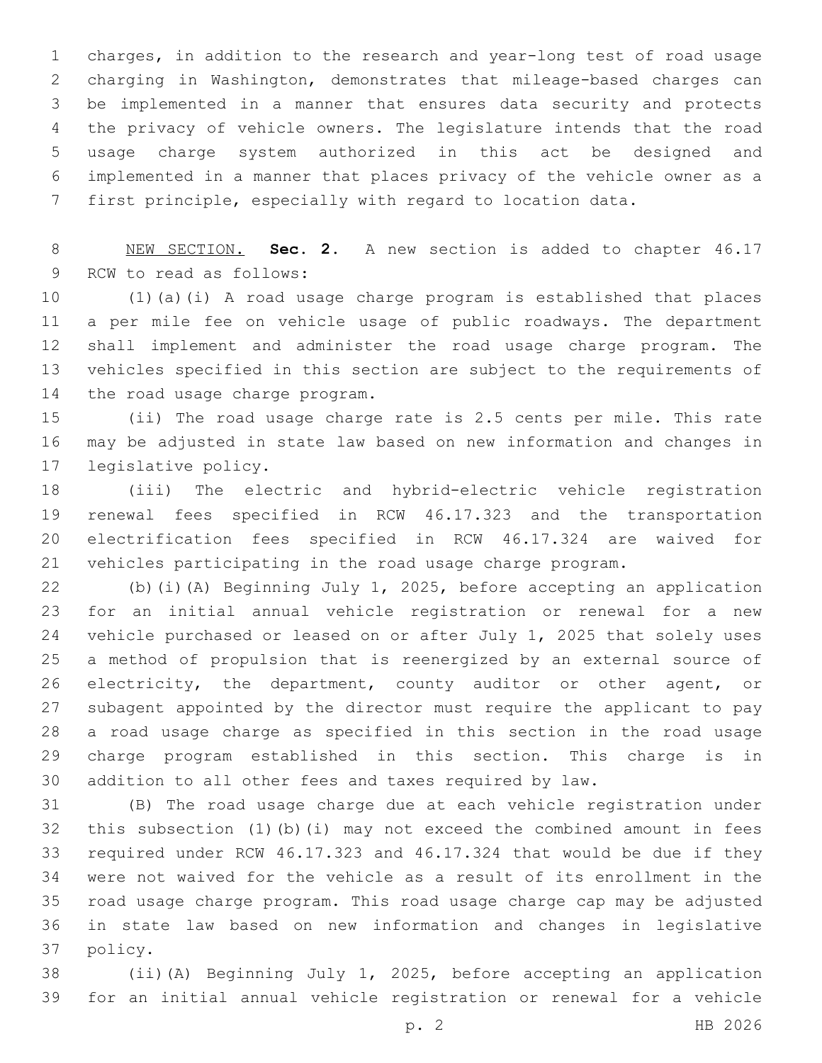charges, in addition to the research and year-long test of road usage charging in Washington, demonstrates that mileage-based charges can be implemented in a manner that ensures data security and protects the privacy of vehicle owners. The legislature intends that the road usage charge system authorized in this act be designed and implemented in a manner that places privacy of the vehicle owner as a first principle, especially with regard to location data.

NEW SECTION. **Sec. 2.** A new section is added to chapter 46.17 RCW to read as follows:

(1)(a)(i) A road usage charge program is established that places a per mile fee on vehicle usage of public roadways. The department shall implement and administer the road usage charge program. The vehicles specified in this section are subject to the requirements of the road usage charge program.

(ii) The road usage charge rate is 2.5 cents per mile. This rate may be adjusted in state law based on new information and changes in legislative policy.

(iii) The electric and hybrid-electric vehicle registration renewal fees specified in RCW 46.17.323 and the transportation electrification fees specified in RCW 46.17.324 are waived for vehicles participating in the road usage charge program.

(b)(i)(A) Beginning July 1, 2025, before accepting an application for an initial annual vehicle registration or renewal for a new vehicle purchased or leased on or after July 1, 2025 that solely uses a method of propulsion that is reenergized by an external source of electricity, the department, county auditor or other agent, or subagent appointed by the director must require the applicant to pay a road usage charge as specified in this section in the road usage charge program established in this section. This charge is in addition to all other fees and taxes required by law.

(B) The road usage charge due at each vehicle registration under this subsection (1)(b)(i) may not exceed the combined amount in fees required under RCW 46.17.323 and 46.17.324 that would be due if they were not waived for the vehicle as a result of its enrollment in the road usage charge program. This road usage charge cap may be adjusted in state law based on new information and changes in legislative policy.

(ii)(A) Beginning July 1, 2025, before accepting an application for an initial annual vehicle registration or renewal for a vehicle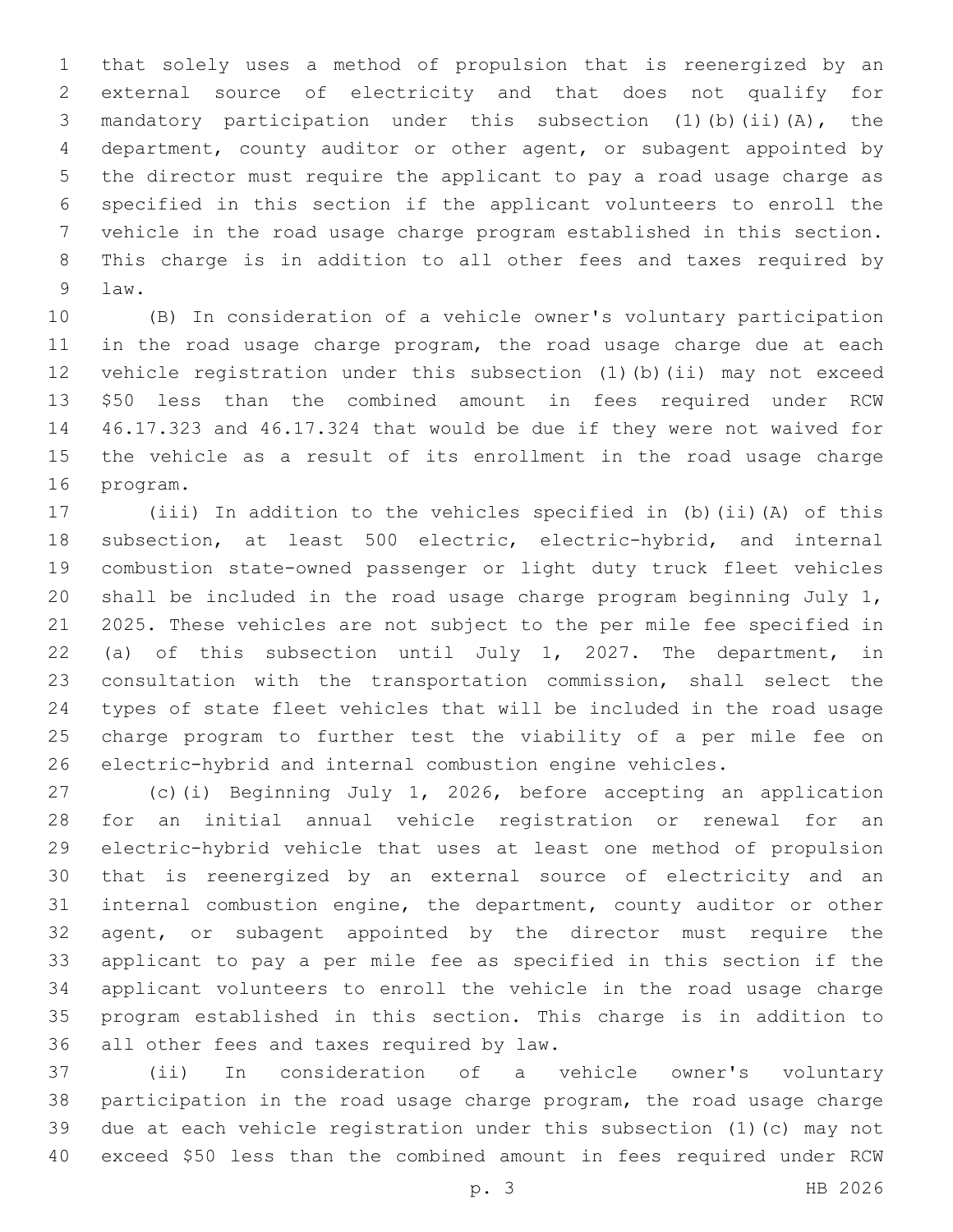that solely uses a method of propulsion that is reenergized by an external source of electricity and that does not qualify for mandatory participation under this subsection (1)(b)(ii)(A), the department, county auditor or other agent, or subagent appointed by the director must require the applicant to pay a road usage charge as specified in this section if the applicant volunteers to enroll the vehicle in the road usage charge program established in this section. This charge is in addition to all other fees and taxes required by law.

(B) In consideration of a vehicle owner's voluntary participation in the road usage charge program, the road usage charge due at each vehicle registration under this subsection (1)(b)(ii) may not exceed $50 less than the combined amount in fees required under RCW 46.17.323 and 46.17.324 that would be due if they were not waived for the vehicle as a result of its enrollment in the road usage charge program.

(iii) In addition to the vehicles specified in (b)(ii)(A) of this subsection, at least 500 electric, electric-hybrid, and internal combustion state-owned passenger or light duty truck fleet vehicles shall be included in the road usage charge program beginning July 1, 2025. These vehicles are not subject to the per mile fee specified in (a) of this subsection until July 1, 2027. The department, in consultation with the transportation commission, shall select the types of state fleet vehicles that will be included in the road usage charge program to further test the viability of a per mile fee on electric-hybrid and internal combustion engine vehicles.

(c)(i) Beginning July 1, 2026, before accepting an application for an initial annual vehicle registration or renewal for an electric-hybrid vehicle that uses at least one method of propulsion that is reenergized by an external source of electricity and an internal combustion engine, the department, county auditor or other agent, or subagent appointed by the director must require the applicant to pay a per mile fee as specified in this section if the applicant volunteers to enroll the vehicle in the road usage charge program established in this section. This charge is in addition to all other fees and taxes required by law.

(ii) In consideration of a vehicle owner's voluntary participation in the road usage charge program, the road usage charge due at each vehicle registration under this subsection (1)(c) may not exceed $50 less than the combined amount in fees required under RCW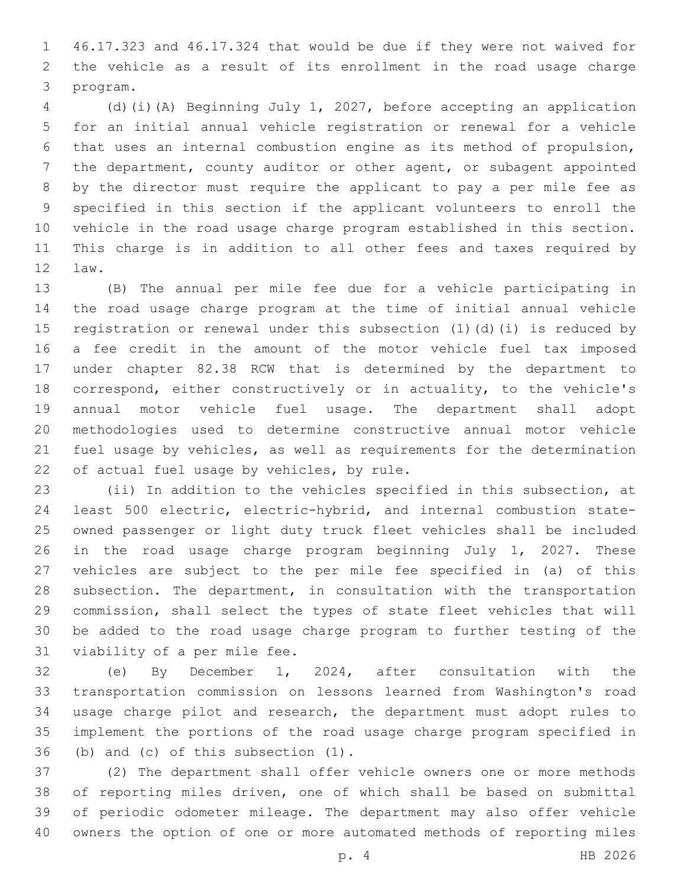46.17.323 and 46.17.324 that would be due if they were not waived for the vehicle as a result of its enrollment in the road usage charge program.

(d)(i)(A) Beginning July 1, 2027, before accepting an application for an initial annual vehicle registration or renewal for a vehicle that uses an internal combustion engine as its method of propulsion, the department, county auditor or other agent, or subagent appointed by the director must require the applicant to pay a per mile fee as specified in this section if the applicant volunteers to enroll the vehicle in the road usage charge program established in this section. This charge is in addition to all other fees and taxes required by law.

(B) The annual per mile fee due for a vehicle participating in the road usage charge program at the time of initial annual vehicle registration or renewal under this subsection (1)(d)(i) is reduced by a fee credit in the amount of the motor vehicle fuel tax imposed under chapter 82.38 RCW that is determined by the department to correspond, either constructively or in actuality, to the vehicle's annual motor vehicle fuel usage. The department shall adopt methodologies used to determine constructive annual motor vehicle fuel usage by vehicles, as well as requirements for the determination of actual fuel usage by vehicles, by rule.

(ii) In addition to the vehicles specified in this subsection, at least 500 electric, electric-hybrid, and internal combustion state-owned passenger or light duty truck fleet vehicles shall be included in the road usage charge program beginning July 1, 2027. These vehicles are subject to the per mile fee specified in (a) of this subsection. The department, in consultation with the transportation commission, shall select the types of state fleet vehicles that will be added to the road usage charge program to further testing of the viability of a per mile fee.

(e) By December 1, 2024, after consultation with the transportation commission on lessons learned from Washington's road usage charge pilot and research, the department must adopt rules to implement the portions of the road usage charge program specified in (b) and (c) of this subsection (1).

(2) The department shall offer vehicle owners one or more methods of reporting miles driven, one of which shall be based on submittal of periodic odometer mileage. The department may also offer vehicle owners the option of one or more automated methods of reporting miles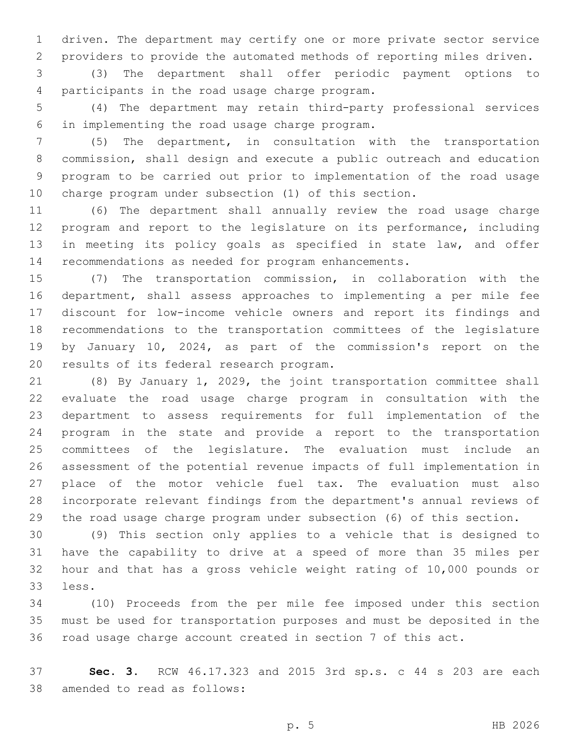driven. The department may certify one or more private sector service providers to provide the automated methods of reporting miles driven.

(3) The department shall offer periodic payment options to participants in the road usage charge program.

(4) The department may retain third-party professional services in implementing the road usage charge program.

(5) The department, in consultation with the transportation commission, shall design and execute a public outreach and education program to be carried out prior to implementation of the road usage charge program under subsection (1) of this section.

(6) The department shall annually review the road usage charge program and report to the legislature on its performance, including in meeting its policy goals as specified in state law, and offer recommendations as needed for program enhancements.

(7) The transportation commission, in collaboration with the department, shall assess approaches to implementing a per mile fee discount for low-income vehicle owners and report its findings and recommendations to the transportation committees of the legislature by January 10, 2024, as part of the commission's report on the results of its federal research program.

(8) By January 1, 2029, the joint transportation committee shall evaluate the road usage charge program in consultation with the department to assess requirements for full implementation of the program in the state and provide a report to the transportation committees of the legislature. The evaluation must include an assessment of the potential revenue impacts of full implementation in place of the motor vehicle fuel tax. The evaluation must also incorporate relevant findings from the department's annual reviews of the road usage charge program under subsection (6) of this section.

(9) This section only applies to a vehicle that is designed to have the capability to drive at a speed of more than 35 miles per hour and that has a gross vehicle weight rating of 10,000 pounds or less.

(10) Proceeds from the per mile fee imposed under this section must be used for transportation purposes and must be deposited in the road usage charge account created in section 7 of this act.

**Sec. 3.** RCW 46.17.323 and 2015 3rd sp.s. c 44 s 203 are each amended to read as follows: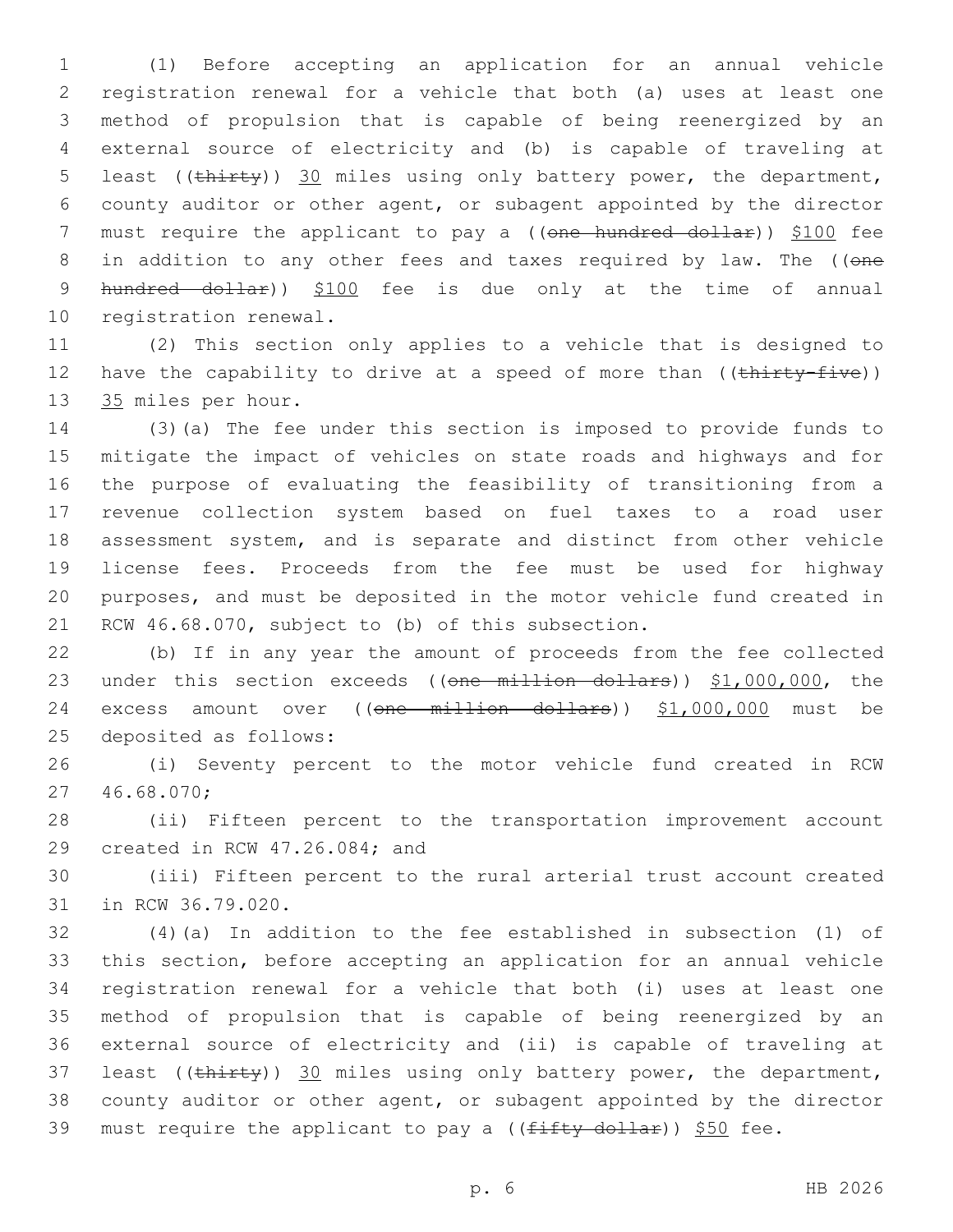(1) Before accepting an application for an annual vehicle registration renewal for a vehicle that both (a) uses at least one method of propulsion that is capable of being reenergized by an external source of electricity and (b) is capable of traveling at least ((~~thirty~~)) <u>30</u> miles using only battery power, the department, county auditor or other agent, or subagent appointed by the director must require the applicant to pay a ((~~one hundred dollar~~)) <u>$100</u> fee in addition to any other fees and taxes required by law. The ((~~one hundred dollar~~)) <u>$100</u> fee is due only at the time of annual registration renewal.

(2) This section only applies to a vehicle that is designed to have the capability to drive at a speed of more than ((~~thirty-five~~)) <u>35</u> miles per hour.

(3)(a) The fee under this section is imposed to provide funds to mitigate the impact of vehicles on state roads and highways and for the purpose of evaluating the feasibility of transitioning from a revenue collection system based on fuel taxes to a road user assessment system, and is separate and distinct from other vehicle license fees. Proceeds from the fee must be used for highway purposes, and must be deposited in the motor vehicle fund created in RCW 46.68.070, subject to (b) of this subsection.

(b) If in any year the amount of proceeds from the fee collected under this section exceeds ((~~one million dollars~~)) <u>$1,000,000</u>, the excess amount over ((~~one million dollars~~)) <u>$1,000,000</u> must be deposited as follows:

(i) Seventy percent to the motor vehicle fund created in RCW 46.68.070;

(ii) Fifteen percent to the transportation improvement account created in RCW 47.26.084; and

(iii) Fifteen percent to the rural arterial trust account created in RCW 36.79.020.

(4)(a) In addition to the fee established in subsection (1) of this section, before accepting an application for an annual vehicle registration renewal for a vehicle that both (i) uses at least one method of propulsion that is capable of being reenergized by an external source of electricity and (ii) is capable of traveling at least ((~~thirty~~)) <u>30</u> miles using only battery power, the department, county auditor or other agent, or subagent appointed by the director must require the applicant to pay a ((~~fifty dollar~~)) <u>$50</u> fee.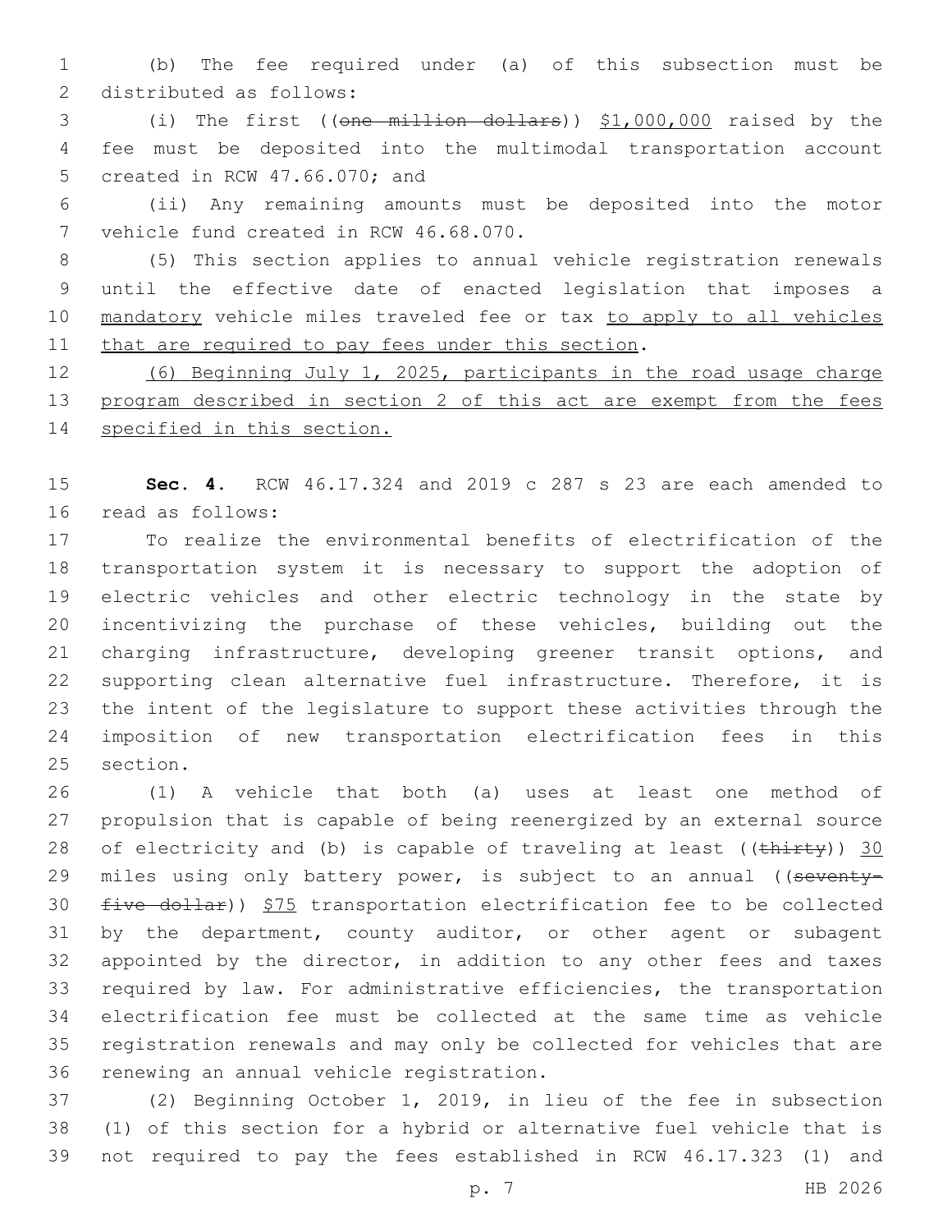(b) The fee required under (a) of this subsection must be distributed as follows:

(i) The first ((~~one million dollars~~)) <u>$1,000,000</u> raised by the fee must be deposited into the multimodal transportation account created in RCW 47.66.070; and

(ii) Any remaining amounts must be deposited into the motor vehicle fund created in RCW 46.68.070.

(5) This section applies to annual vehicle registration renewals until the effective date of enacted legislation that imposes a <u>mandatory</u> vehicle miles traveled fee or tax <u>to apply to all vehicles that are required to pay fees under this section</u>.

<u>(6) Beginning July 1, 2025, participants in the road usage charge program described in section 2 of this act are exempt from the fees specified in this section.</u>

**Sec. 4.** RCW 46.17.324 and 2019 c 287 s 23 are each amended to read as follows:

To realize the environmental benefits of electrification of the transportation system it is necessary to support the adoption of electric vehicles and other electric technology in the state by incentivizing the purchase of these vehicles, building out the charging infrastructure, developing greener transit options, and supporting clean alternative fuel infrastructure. Therefore, it is the intent of the legislature to support these activities through the imposition of new transportation electrification fees in this section.

(1) A vehicle that both (a) uses at least one method of propulsion that is capable of being reenergized by an external source of electricity and (b) is capable of traveling at least ((~~thirty~~)) <u>30</u> miles using only battery power, is subject to an annual ((~~seventy-five dollar~~)) <u>$75</u> transportation electrification fee to be collected by the department, county auditor, or other agent or subagent appointed by the director, in addition to any other fees and taxes required by law. For administrative efficiencies, the transportation electrification fee must be collected at the same time as vehicle registration renewals and may only be collected for vehicles that are renewing an annual vehicle registration.

(2) Beginning October 1, 2019, in lieu of the fee in subsection (1) of this section for a hybrid or alternative fuel vehicle that is not required to pay the fees established in RCW 46.17.323 (1) and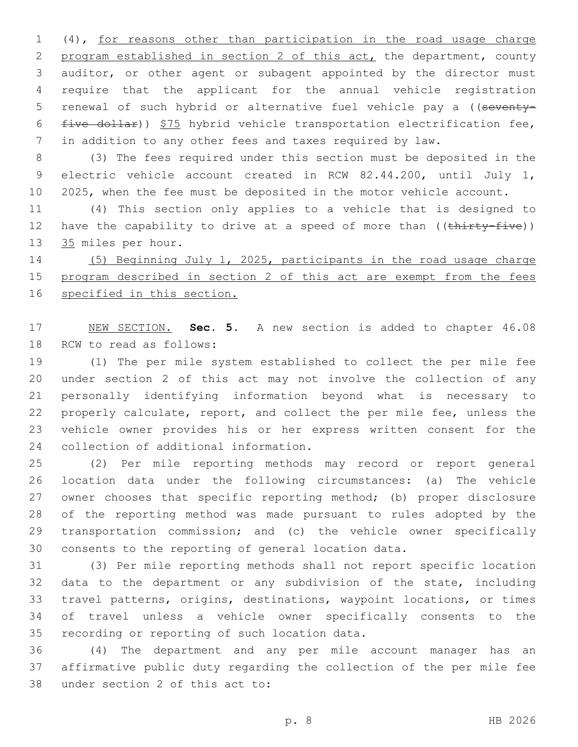(4), <u>for reasons other than participation in the road usage charge program established in section 2 of this act,</u> the department, county auditor, or other agent or subagent appointed by the director must require that the applicant for the annual vehicle registration renewal of such hybrid or alternative fuel vehicle pay a ((~~seventy-five dollar~~)) <u>$75</u> hybrid vehicle transportation electrification fee, in addition to any other fees and taxes required by law.

(3) The fees required under this section must be deposited in the electric vehicle account created in RCW 82.44.200, until July 1, 2025, when the fee must be deposited in the motor vehicle account.

(4) This section only applies to a vehicle that is designed to have the capability to drive at a speed of more than ((~~thirty-five~~)) <u>35</u> miles per hour.

<u>(5) Beginning July 1, 2025, participants in the road usage charge program described in section 2 of this act are exempt from the fees specified in this section.</u>

<u>NEW SECTION.</u> **Sec. 5.** A new section is added to chapter 46.08 RCW to read as follows:

(1) The per mile system established to collect the per mile fee under section 2 of this act may not involve the collection of any personally identifying information beyond what is necessary to properly calculate, report, and collect the per mile fee, unless the vehicle owner provides his or her express written consent for the collection of additional information.

(2) Per mile reporting methods may record or report general location data under the following circumstances: (a) The vehicle owner chooses that specific reporting method; (b) proper disclosure of the reporting method was made pursuant to rules adopted by the transportation commission; and (c) the vehicle owner specifically consents to the reporting of general location data.

(3) Per mile reporting methods shall not report specific location data to the department or any subdivision of the state, including travel patterns, origins, destinations, waypoint locations, or times of travel unless a vehicle owner specifically consents to the recording or reporting of such location data.

(4) The department and any per mile account manager has an affirmative public duty regarding the collection of the per mile fee under section 2 of this act to: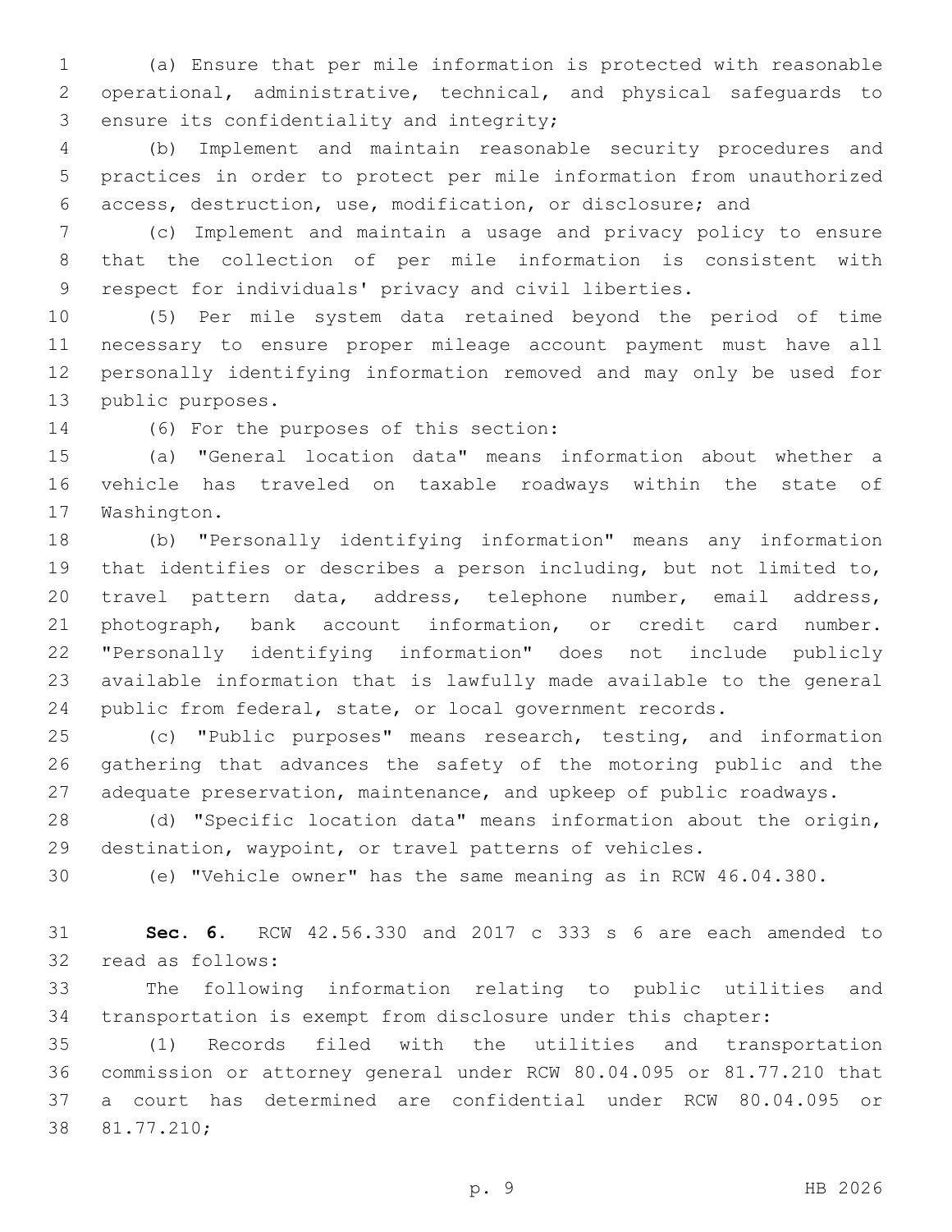(a) Ensure that per mile information is protected with reasonable operational, administrative, technical, and physical safeguards to ensure its confidentiality and integrity;

(b) Implement and maintain reasonable security procedures and practices in order to protect per mile information from unauthorized access, destruction, use, modification, or disclosure; and

(c) Implement and maintain a usage and privacy policy to ensure that the collection of per mile information is consistent with respect for individuals' privacy and civil liberties.

(5) Per mile system data retained beyond the period of time necessary to ensure proper mileage account payment must have all personally identifying information removed and may only be used for public purposes.

(6) For the purposes of this section:

(a) "General location data" means information about whether a vehicle has traveled on taxable roadways within the state of Washington.

(b) "Personally identifying information" means any information that identifies or describes a person including, but not limited to, travel pattern data, address, telephone number, email address, photograph, bank account information, or credit card number. "Personally identifying information" does not include publicly available information that is lawfully made available to the general public from federal, state, or local government records.

(c) "Public purposes" means research, testing, and information gathering that advances the safety of the motoring public and the adequate preservation, maintenance, and upkeep of public roadways.

(d) "Specific location data" means information about the origin, destination, waypoint, or travel patterns of vehicles.

(e) "Vehicle owner" has the same meaning as in RCW 46.04.380.

**Sec. 6.** RCW 42.56.330 and 2017 c 333 s 6 are each amended to read as follows:

The following information relating to public utilities and transportation is exempt from disclosure under this chapter:

(1) Records filed with the utilities and transportation commission or attorney general under RCW 80.04.095 or 81.77.210 that a court has determined are confidential under RCW 80.04.095 or 81.77.210;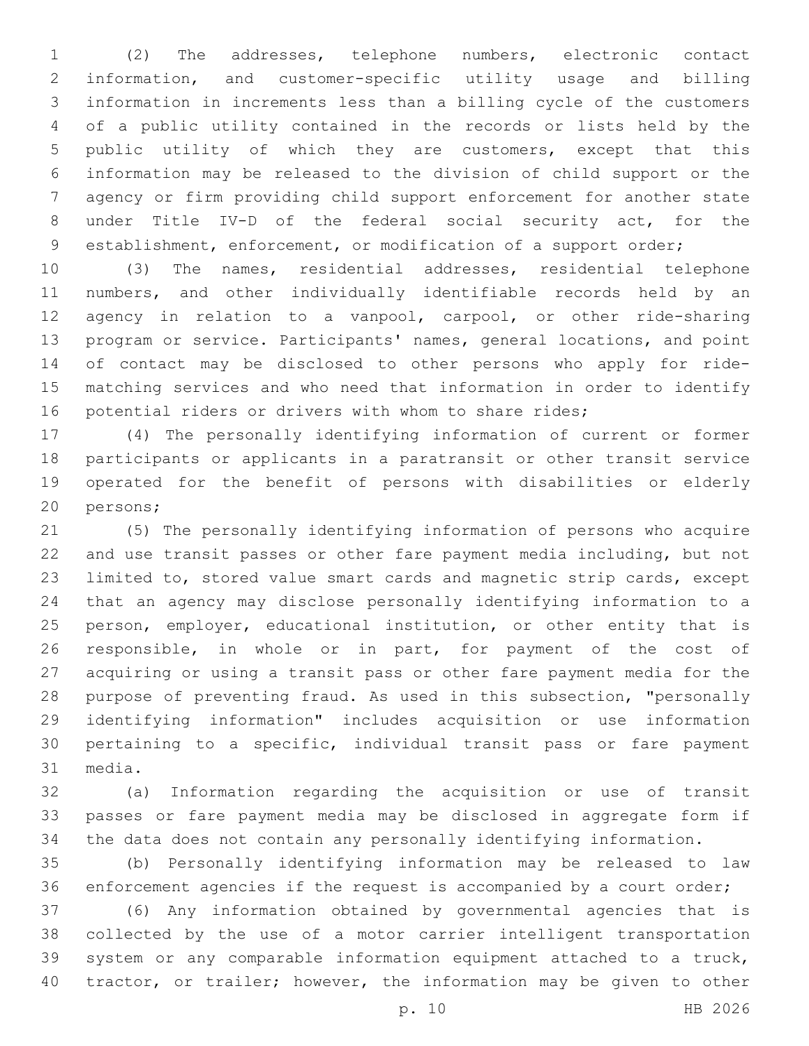(2) The addresses, telephone numbers, electronic contact information, and customer-specific utility usage and billing information in increments less than a billing cycle of the customers of a public utility contained in the records or lists held by the public utility of which they are customers, except that this information may be released to the division of child support or the agency or firm providing child support enforcement for another state under Title IV-D of the federal social security act, for the establishment, enforcement, or modification of a support order;

(3) The names, residential addresses, residential telephone numbers, and other individually identifiable records held by an agency in relation to a vanpool, carpool, or other ride-sharing program or service. Participants' names, general locations, and point of contact may be disclosed to other persons who apply for ride-matching services and who need that information in order to identify potential riders or drivers with whom to share rides;

(4) The personally identifying information of current or former participants or applicants in a paratransit or other transit service operated for the benefit of persons with disabilities or elderly persons;

(5) The personally identifying information of persons who acquire and use transit passes or other fare payment media including, but not limited to, stored value smart cards and magnetic strip cards, except that an agency may disclose personally identifying information to a person, employer, educational institution, or other entity that is responsible, in whole or in part, for payment of the cost of acquiring or using a transit pass or other fare payment media for the purpose of preventing fraud. As used in this subsection, "personally identifying information" includes acquisition or use information pertaining to a specific, individual transit pass or fare payment media.

(a) Information regarding the acquisition or use of transit passes or fare payment media may be disclosed in aggregate form if the data does not contain any personally identifying information.

(b) Personally identifying information may be released to law enforcement agencies if the request is accompanied by a court order;

(6) Any information obtained by governmental agencies that is collected by the use of a motor carrier intelligent transportation system or any comparable information equipment attached to a truck, tractor, or trailer; however, the information may be given to other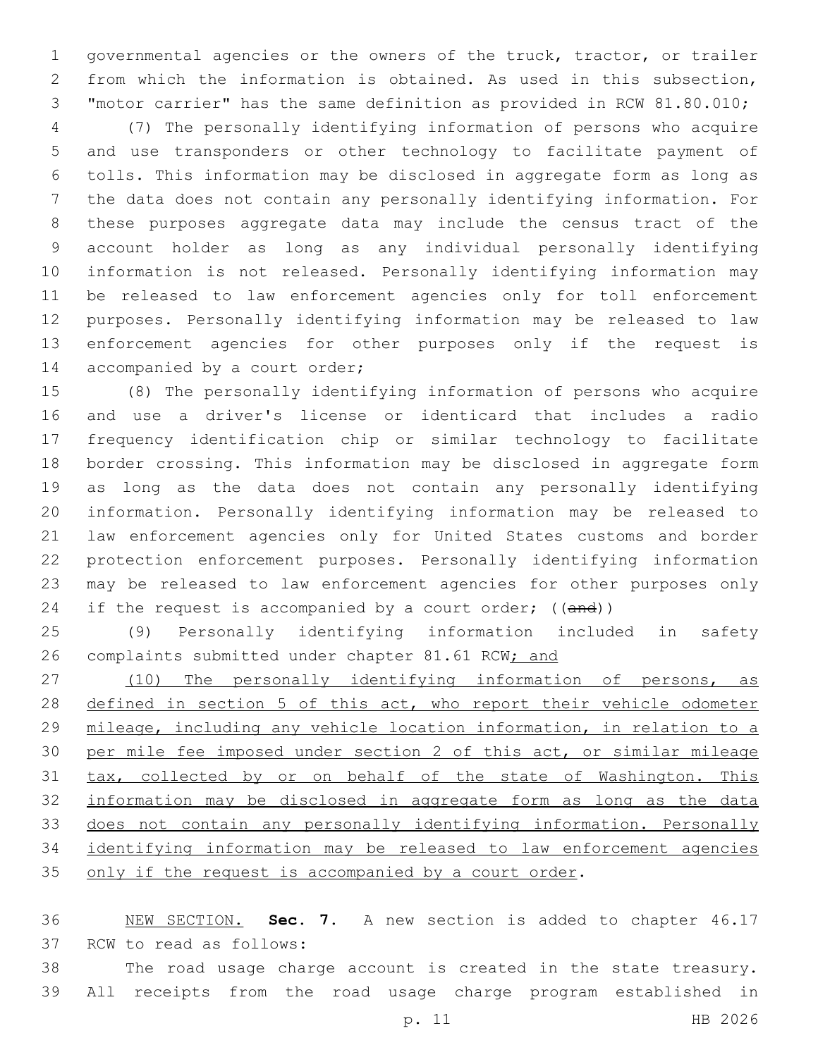governmental agencies or the owners of the truck, tractor, or trailer from which the information is obtained. As used in this subsection, "motor carrier" has the same definition as provided in RCW 81.80.010;

(7) The personally identifying information of persons who acquire and use transponders or other technology to facilitate payment of tolls. This information may be disclosed in aggregate form as long as the data does not contain any personally identifying information. For these purposes aggregate data may include the census tract of the account holder as long as any individual personally identifying information is not released. Personally identifying information may be released to law enforcement agencies only for toll enforcement purposes. Personally identifying information may be released to law enforcement agencies for other purposes only if the request is accompanied by a court order;

(8) The personally identifying information of persons who acquire and use a driver's license or identicard that includes a radio frequency identification chip or similar technology to facilitate border crossing. This information may be disclosed in aggregate form as long as the data does not contain any personally identifying information. Personally identifying information may be released to law enforcement agencies only for United States customs and border protection enforcement purposes. Personally identifying information may be released to law enforcement agencies for other purposes only if the request is accompanied by a court order; ((~~and~~))

(9) Personally identifying information included in safety complaints submitted under chapter 81.61 RCW<u>; and</u>

<u>(10) The personally identifying information of persons, as defined in section 5 of this act, who report their vehicle odometer mileage, including any vehicle location information, in relation to a per mile fee imposed under section 2 of this act, or similar mileage tax, collected by or on behalf of the state of Washington. This information may be disclosed in aggregate form as long as the data does not contain any personally identifying information. Personally identifying information may be released to law enforcement agencies only if the request is accompanied by a court order</u>.

<u>NEW SECTION.</u> **Sec. 7.** A new section is added to chapter 46.17 RCW to read as follows:

The road usage charge account is created in the state treasury. All receipts from the road usage charge program established in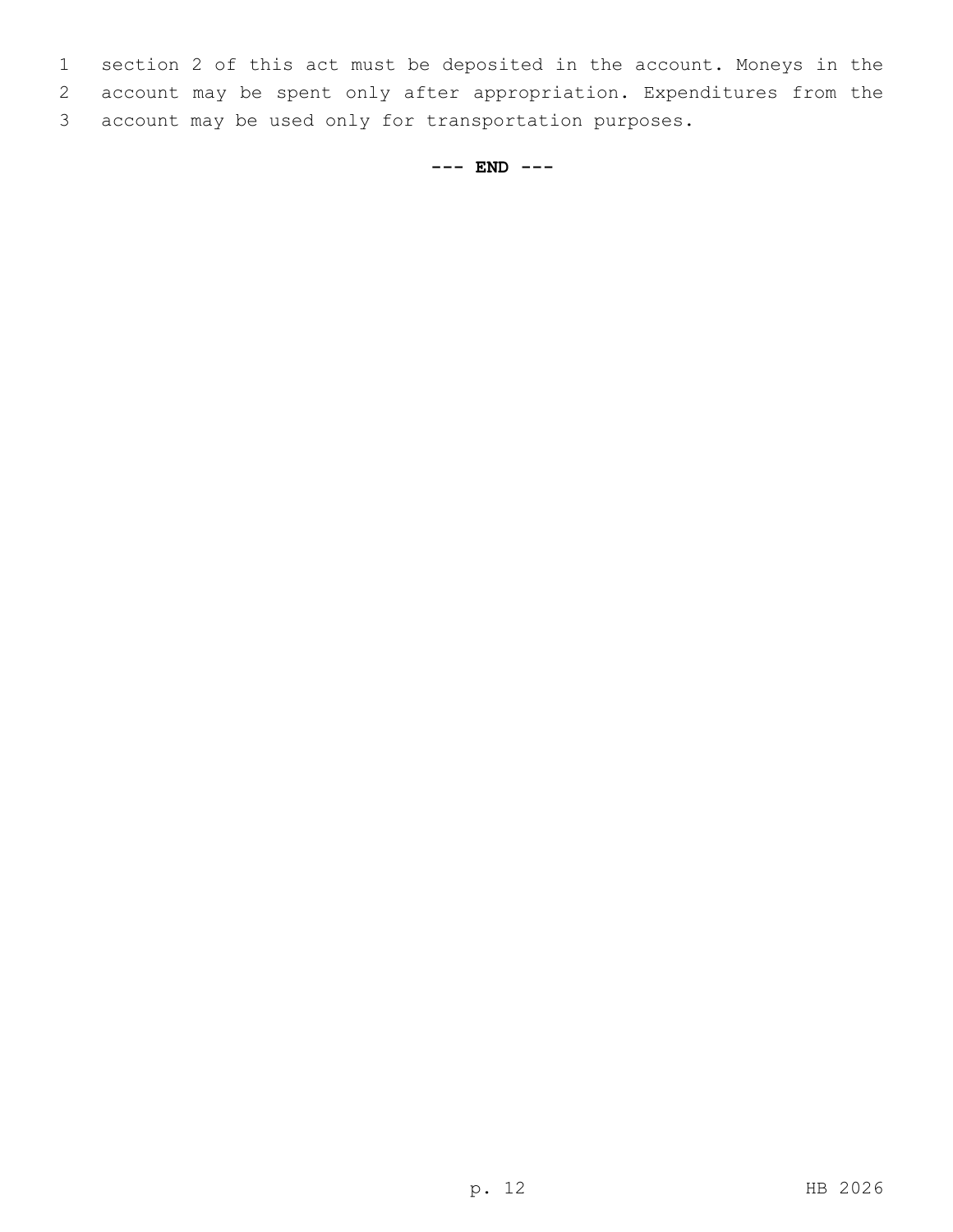section 2 of this act must be deposited in the account. Moneys in the account may be spent only after appropriation. Expenditures from the account may be used only for transportation purposes.

**--- END ---**